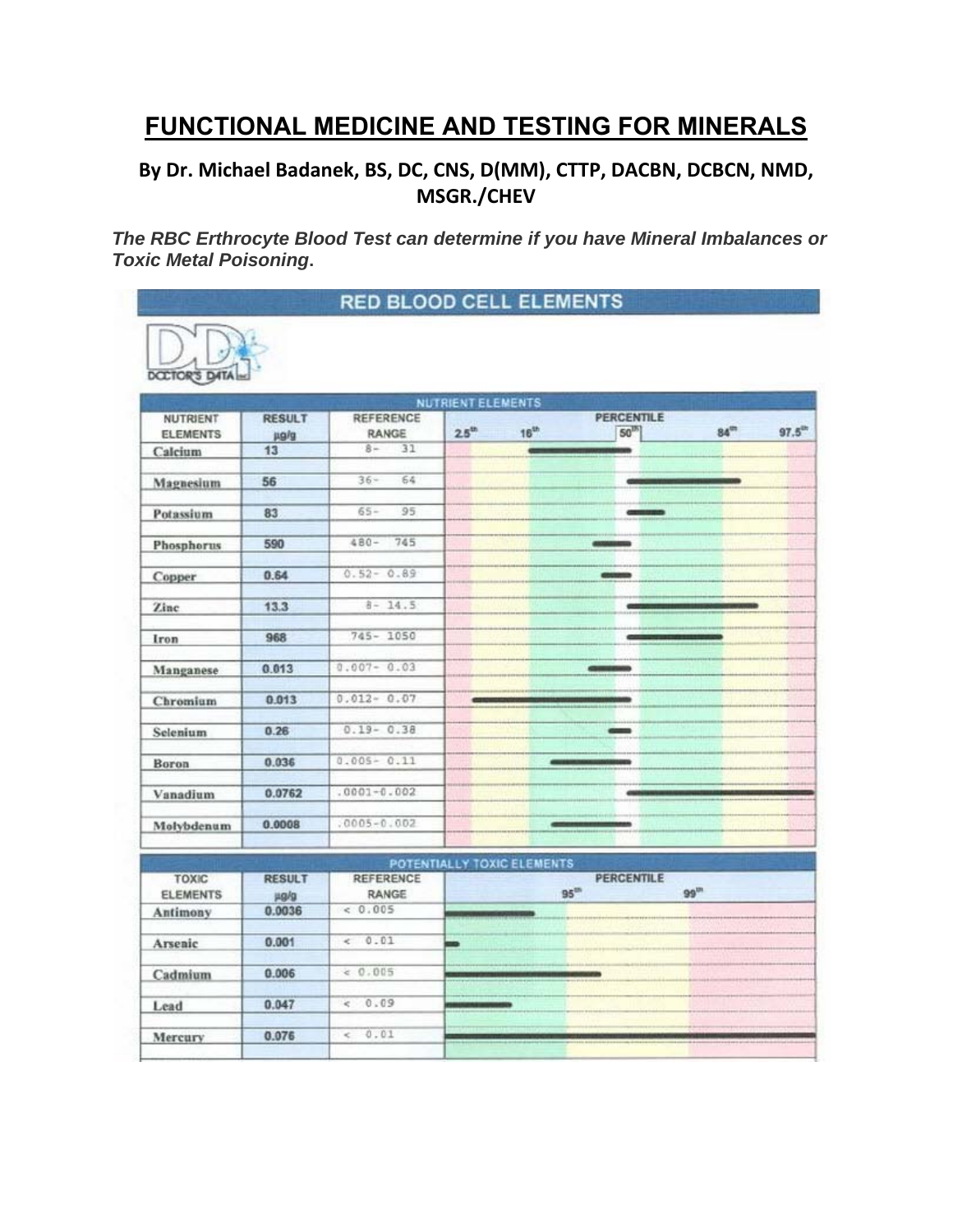# FUNCTIONAL MEDICINE AND TESTING FOR MINERALS

**By Dr. Michael Badanek, BS, DC, CNS, D(MM), CTTP, DACBN, DCBCN, NMD, MSGR./CHEV**

***The RBC Erythrocyte Blood Test can determine if you have Mineral Imbalances or Toxic Metal Poisoning.***

## RED BLOOD CELL ELEMENTS

DOCTOR'S DATA

**NUTRIENT ELEMENTS**

| NUTRIENT ELEMENTS | RESULT µg/g | REFERENCE RANGE |
|---|---|---|
| Calcium | 13 | 8- 31 |
| Magnesium | 56 | 36- 64 |
| Potassium | 83 | 65- 95 |
| Phosphorus | 590 | 480- 745 |
| Copper | 0.64 | 0.52- 0.89 |
| Zinc | 13.3 | 8- 14.5 |
| Iron | 968 | 745- 1050 |
| Manganese | 0.013 | 0.007- 0.03 |
| Chromium | 0.013 | 0.012- 0.07 |
| Selenium | 0.26 | 0.19- 0.38 |
| Boron | 0.036 | 0.005- 0.11 |
| Vanadium | 0.0762 | .0001-0.002 |
| Molybdenum | 0.0008 | .0005-0.002 |

**POTENTIALLY TOXIC ELEMENTS**

| TOXIC ELEMENTS | RESULT µg/g | REFERENCE RANGE |
|---|---|---|
| Antimony | 0.0036 | < 0.005 |
| Arsenic | 0.001 | < 0.01 |
| Cadmium | 0.006 | < 0.005 |
| Lead | 0.047 | < 0.09 |
| Mercury | 0.076 | < 0.01 |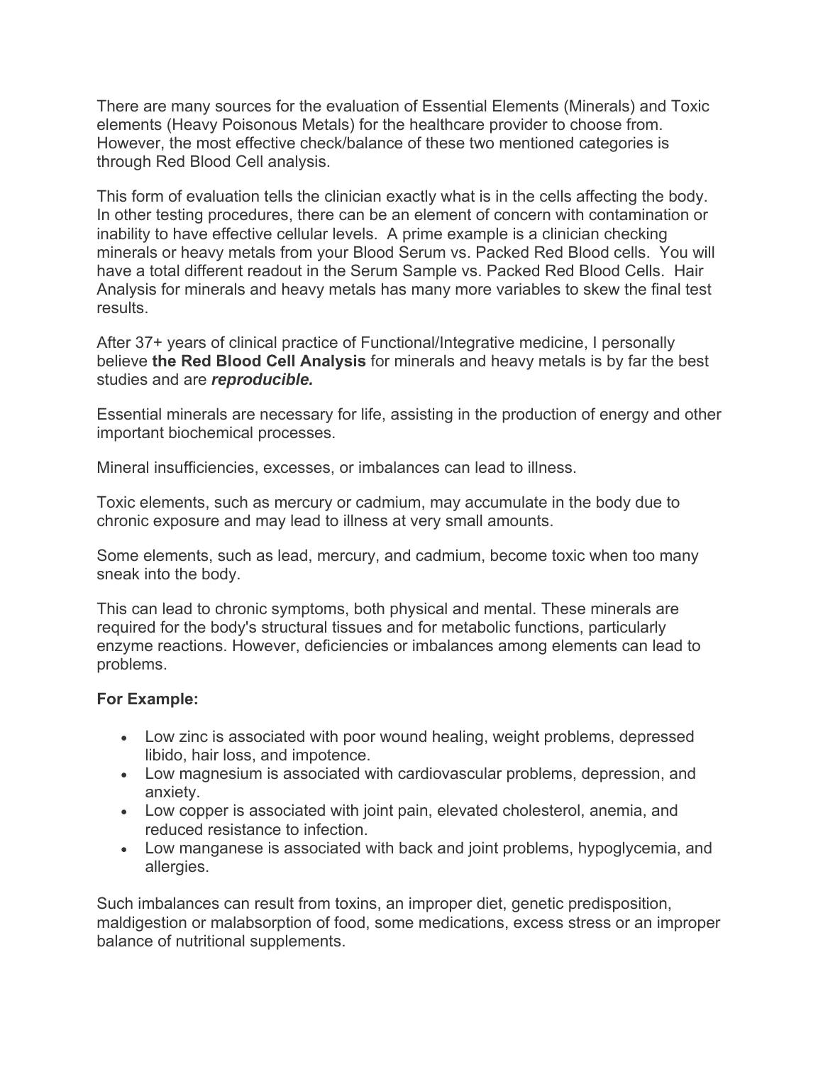There are many sources for the evaluation of Essential Elements (Minerals) and Toxic elements (Heavy Poisonous Metals) for the healthcare provider to choose from. However, the most effective check/balance of these two mentioned categories is through Red Blood Cell analysis.

This form of evaluation tells the clinician exactly what is in the cells affecting the body. In other testing procedures, there can be an element of concern with contamination or inability to have effective cellular levels. A prime example is a clinician checking minerals or heavy metals from your Blood Serum vs. Packed Red Blood cells. You will have a total different readout in the Serum Sample vs. Packed Red Blood Cells. Hair Analysis for minerals and heavy metals has many more variables to skew the final test results.

After 37+ years of clinical practice of Functional/Integrative medicine, I personally believe **the Red Blood Cell Analysis** for minerals and heavy metals is by far the best studies and are ***reproducible.***

Essential minerals are necessary for life, assisting in the production of energy and other important biochemical processes.

Mineral insufficiencies, excesses, or imbalances can lead to illness.

Toxic elements, such as mercury or cadmium, may accumulate in the body due to chronic exposure and may lead to illness at very small amounts.

Some elements, such as lead, mercury, and cadmium, become toxic when too many sneak into the body.

This can lead to chronic symptoms, both physical and mental. These minerals are required for the body's structural tissues and for metabolic functions, particularly enzyme reactions. However, deficiencies or imbalances among elements can lead to problems.

**For Example:**

- Low zinc is associated with poor wound healing, weight problems, depressed libido, hair loss, and impotence.
- Low magnesium is associated with cardiovascular problems, depression, and anxiety.
- Low copper is associated with joint pain, elevated cholesterol, anemia, and reduced resistance to infection.
- Low manganese is associated with back and joint problems, hypoglycemia, and allergies.

Such imbalances can result from toxins, an improper diet, genetic predisposition, maldigestion or malabsorption of food, some medications, excess stress or an improper balance of nutritional supplements.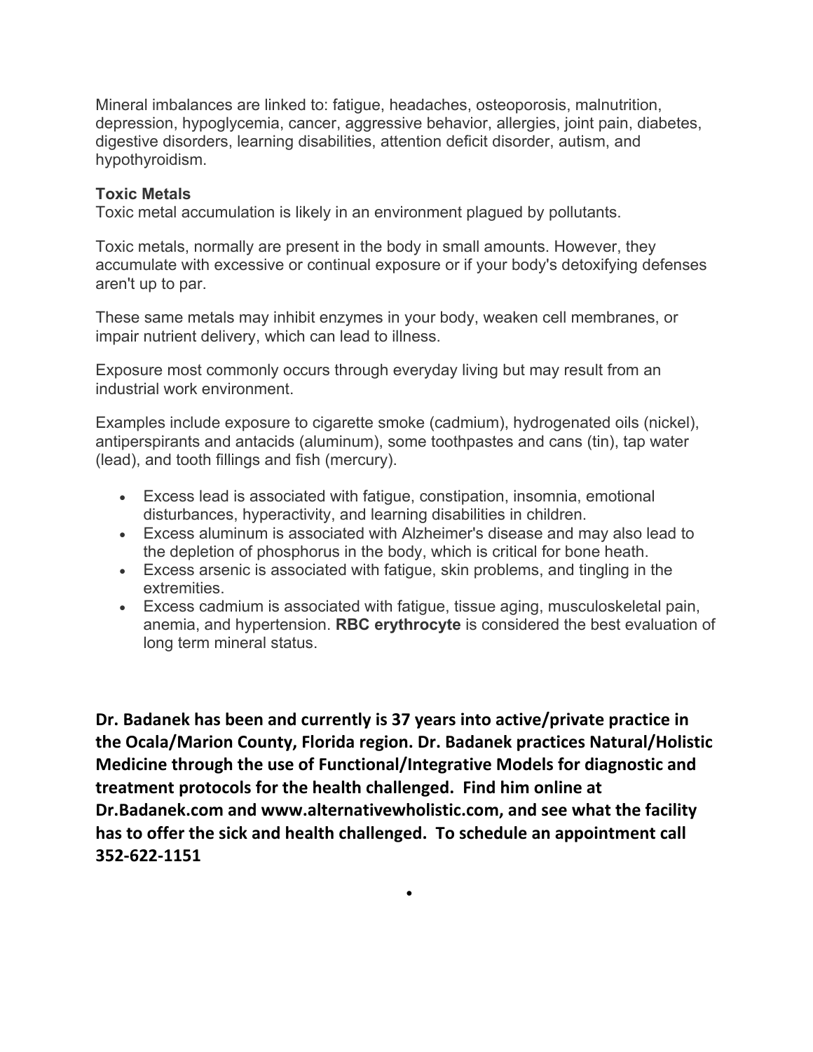Mineral imbalances are linked to: fatigue, headaches, osteoporosis, malnutrition, depression, hypoglycemia, cancer, aggressive behavior, allergies, joint pain, diabetes, digestive disorders, learning disabilities, attention deficit disorder, autism, and hypothyroidism.

**Toxic Metals**
Toxic metal accumulation is likely in an environment plagued by pollutants.

Toxic metals, normally are present in the body in small amounts. However, they accumulate with excessive or continual exposure or if your body's detoxifying defenses aren't up to par.

These same metals may inhibit enzymes in your body, weaken cell membranes, or impair nutrient delivery, which can lead to illness.

Exposure most commonly occurs through everyday living but may result from an industrial work environment.

Examples include exposure to cigarette smoke (cadmium), hydrogenated oils (nickel), antiperspirants and antacids (aluminum), some toothpastes and cans (tin), tap water (lead), and tooth fillings and fish (mercury).

- Excess lead is associated with fatigue, constipation, insomnia, emotional disturbances, hyperactivity, and learning disabilities in children.
- Excess aluminum is associated with Alzheimer's disease and may also lead to the depletion of phosphorus in the body, which is critical for bone heath.
- Excess arsenic is associated with fatigue, skin problems, and tingling in the extremities.
- Excess cadmium is associated with fatigue, tissue aging, musculoskeletal pain, anemia, and hypertension. **RBC erythrocyte** is considered the best evaluation of long term mineral status.

**Dr. Badanek has been and currently is 37 years into active/private practice in the Ocala/Marion County, Florida region. Dr. Badanek practices Natural/Holistic Medicine through the use of Functional/Integrative Models for diagnostic and treatment protocols for the health challenged. Find him online at Dr.Badanek.com and www.alternativewholistic.com, and see what the facility has to offer the sick and health challenged. To schedule an appointment call 352-622-1151**